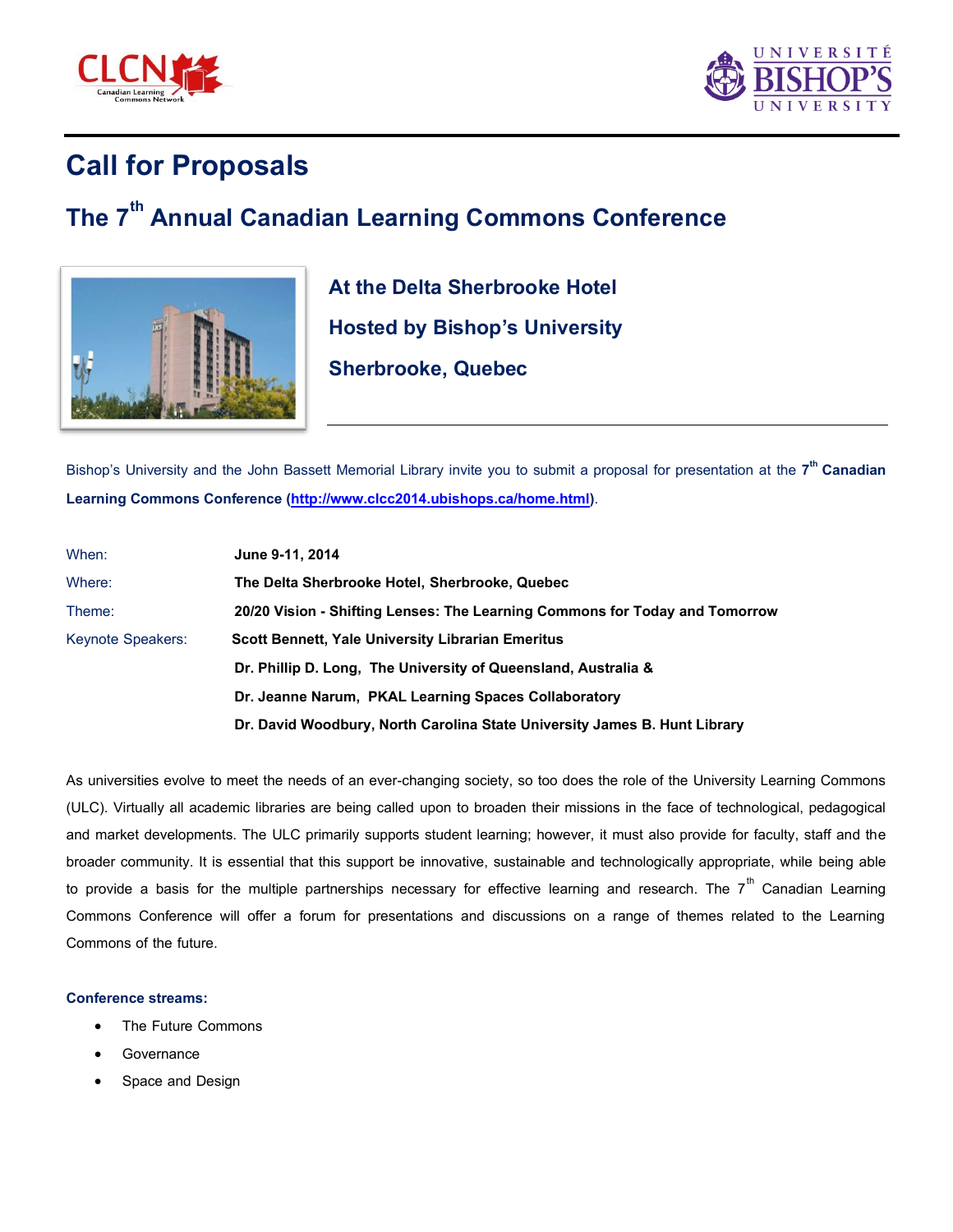# Call for Proposals

## The 7th Annual Canadian Learning Commons Conference

### At the Delta Sherbrooke Hotel

### Hosted by Bishop's University

### Sherbrooke, Quebec

Bishop's University and the John Bassett Memorial Library invite you to submit a proposal for presentation at the 7th **Canadian Learning Commons Conference** (**http://www.clcc2014.ubishops.ca/home.html**).

| | |
|---|---|
| When: | **June 9-11, 2014** |
| Where: | **The Delta Sherbrooke Hotel, Sherbrooke, Quebec** |
| Theme: | **20/20 Vision - Shifting Lenses: The Learning Commons for Today and Tomorrow** |
| Keynote Speakers: | **Scott Bennett, Yale University Librarian Emeritus** |
| | **Dr. Phillip D. Long, The University of Queensland, Australia &** |
| | **Dr. Jeanne Narum, PKAL Learning Spaces Collaboratory** |
| | **Dr. David Woodbury, North Carolina State University James B. Hunt Library** |

As universities evolve to meet the needs of an ever-changing society, so too does the role of the University Learning Commons (ULC). Virtually all academic libraries are being called upon to broaden their missions in the face of technological, pedagogical and market developments. The ULC primarily supports student learning; however, it must also provide for faculty, staff and the broader community. It is essential that this support be innovative, sustainable and technologically appropriate, while being able to provide a basis for the multiple partnerships necessary for effective learning and research. The 7th Canadian Learning Commons Conference will offer a forum for presentations and discussions on a range of themes related to the Learning Commons of the future.

**Conference streams:**

- The Future Commons
- Governance
- Space and Design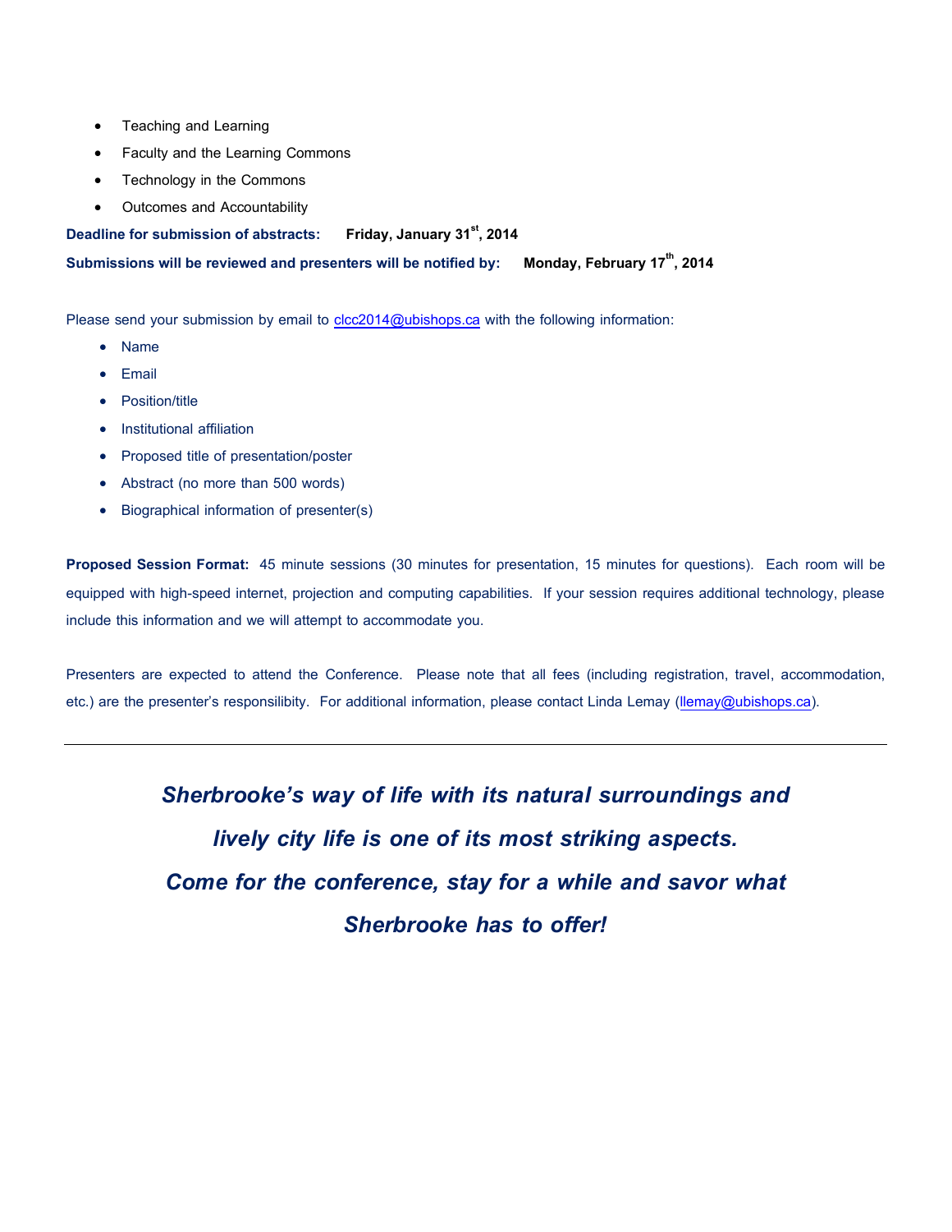- Teaching and Learning
- Faculty and the Learning Commons
- Technology in the Commons
- Outcomes and Accountability

**Deadline for submission of abstracts:** **Friday, January 31st, 2014**

**Submissions will be reviewed and presenters will be notified by:** **Monday, February 17th, 2014**

Please send your submission by email to clcc2014@ubishops.ca with the following information:

- Name
- Email
- Position/title
- Institutional affiliation
- Proposed title of presentation/poster
- Abstract (no more than 500 words)
- Biographical information of presenter(s)

**Proposed Session Format:** 45 minute sessions (30 minutes for presentation, 15 minutes for questions). Each room will be equipped with high-speed internet, projection and computing capabilities. If your session requires additional technology, please include this information and we will attempt to accommodate you.

Presenters are expected to attend the Conference. Please note that all fees (including registration, travel, accommodation, etc.) are the presenter's responsibility. For additional information, please contact Linda Lemay (llemay@ubishops.ca).

---

***Sherbrooke's way of life with its natural surroundings and lively city life is one of its most striking aspects. Come for the conference, stay for a while and savor what Sherbrooke has to offer!***